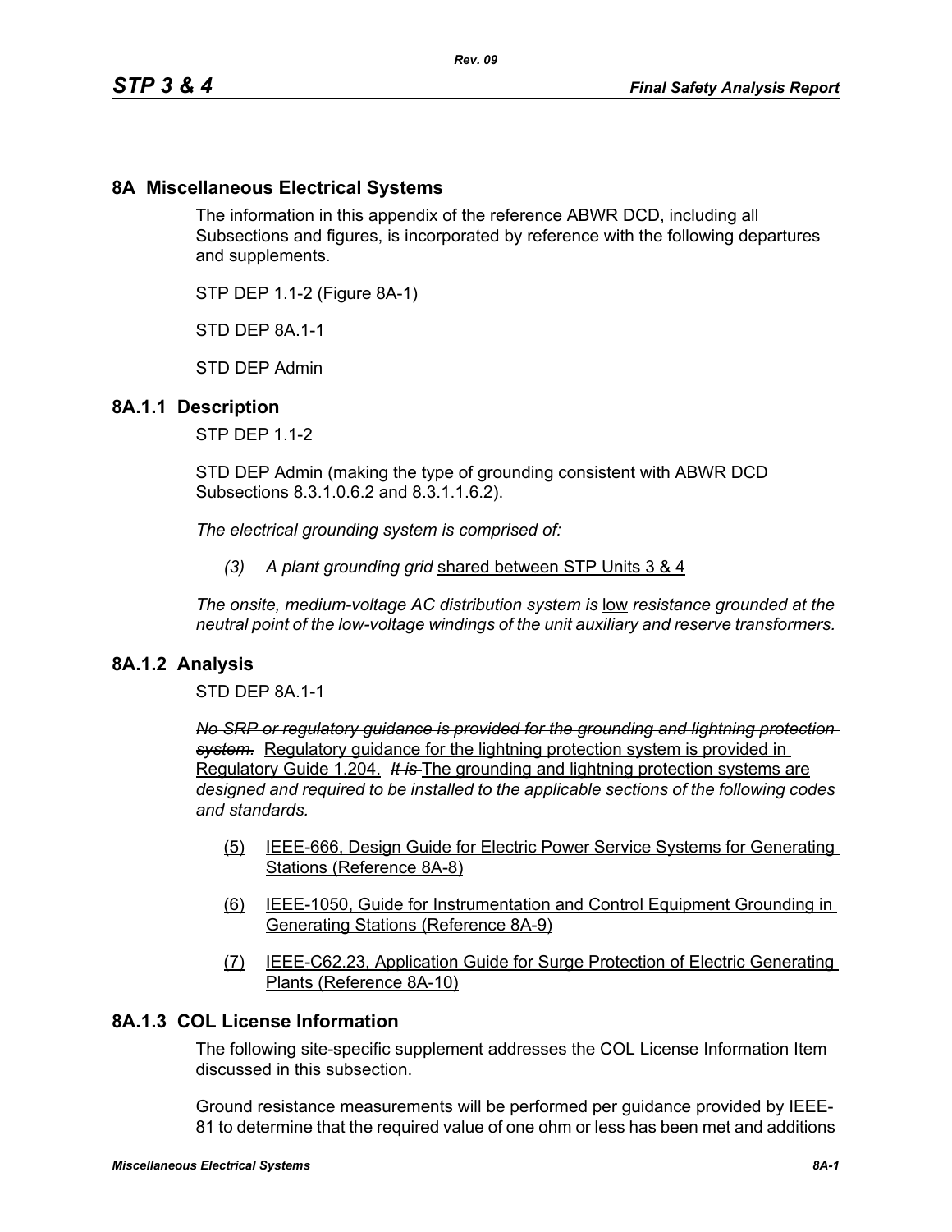## 8A Miscellaneous Electrical Systems

The information in this appendix of the reference ABWR DCD, including all Subsections and figures, is incorporated by reference with the following departures and supplements.

STP DEP 1.1-2 (Figure 8A-1)

STD DEP 8A.1-1

STD DEP Admin

### 8A.1.1 Description

STP DEP 1.1-2

STD DEP Admin (making the type of grounding consistent with ABWR DCD Subsections 8.3.1.0.6.2 and 8.3.1.1.6.2).

*The electrical grounding system is comprised of:*

> *(3) A plant grounding grid* shared between STP Units 3 & 4

*The onsite, medium-voltage AC distribution system is* low *resistance grounded at the neutral point of the low-voltage windings of the unit auxiliary and reserve transformers.*

### 8A.1.2 Analysis

STD DEP 8A.1-1

~~*No SRP or regulatory guidance is provided for the grounding and lightning protection system.*~~ Regulatory guidance for the lightning protection system is provided in Regulatory Guide 1.204. ~~*It is*~~ The grounding and lightning protection systems are *designed and required to be installed to the applicable sections of the following codes and standards.*

(5) IEEE-666, Design Guide for Electric Power Service Systems for Generating Stations (Reference 8A-8)

(6) IEEE-1050, Guide for Instrumentation and Control Equipment Grounding in Generating Stations (Reference 8A-9)

(7) IEEE-C62.23, Application Guide for Surge Protection of Electric Generating Plants (Reference 8A-10)

### 8A.1.3 COL License Information

The following site-specific supplement addresses the COL License Information Item discussed in this subsection.

Ground resistance measurements will be performed per guidance provided by IEEE-81 to determine that the required value of one ohm or less has been met and additions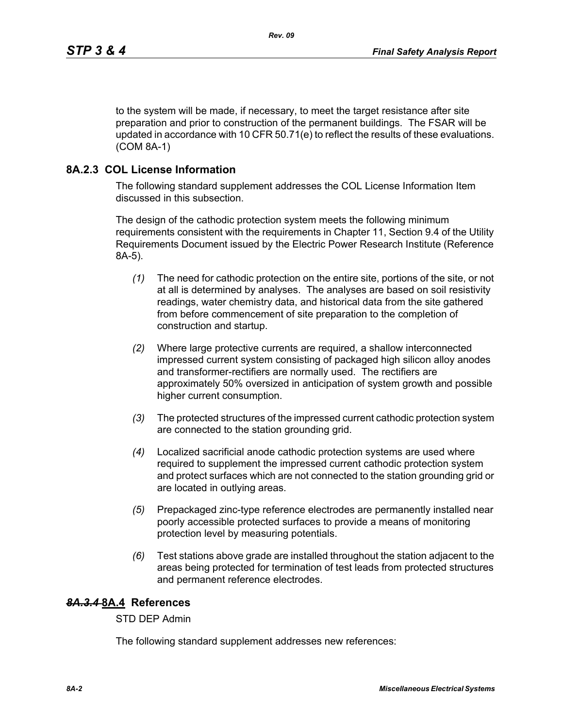to the system will be made, if necessary, to meet the target resistance after site preparation and prior to construction of the permanent buildings. The FSAR will be updated in accordance with 10 CFR 50.71(e) to reflect the results of these evaluations. (COM 8A-1)

### 8A.2.3 COL License Information

The following standard supplement addresses the COL License Information Item discussed in this subsection.

The design of the cathodic protection system meets the following minimum requirements consistent with the requirements in Chapter 11, Section 9.4 of the Utility Requirements Document issued by the Electric Power Research Institute (Reference 8A-5).

*(1)* The need for cathodic protection on the entire site, portions of the site, or not at all is determined by analyses. The analyses are based on soil resistivity readings, water chemistry data, and historical data from the site gathered from before commencement of site preparation to the completion of construction and startup.

*(2)* Where large protective currents are required, a shallow interconnected impressed current system consisting of packaged high silicon alloy anodes and transformer-rectifiers are normally used. The rectifiers are approximately 50% oversized in anticipation of system growth and possible higher current consumption.

*(3)* The protected structures of the impressed current cathodic protection system are connected to the station grounding grid.

*(4)* Localized sacrificial anode cathodic protection systems are used where required to supplement the impressed current cathodic protection system and protect surfaces which are not connected to the station grounding grid or are located in outlying areas.

*(5)* Prepackaged zinc-type reference electrodes are permanently installed near poorly accessible protected surfaces to provide a means of monitoring protection level by measuring potentials.

*(6)* Test stations above grade are installed throughout the station adjacent to the areas being protected for termination of test leads from protected structures and permanent reference electrodes.

## ~~*8A.3.4*~~ 8A.4 References

STD DEP Admin

The following standard supplement addresses new references: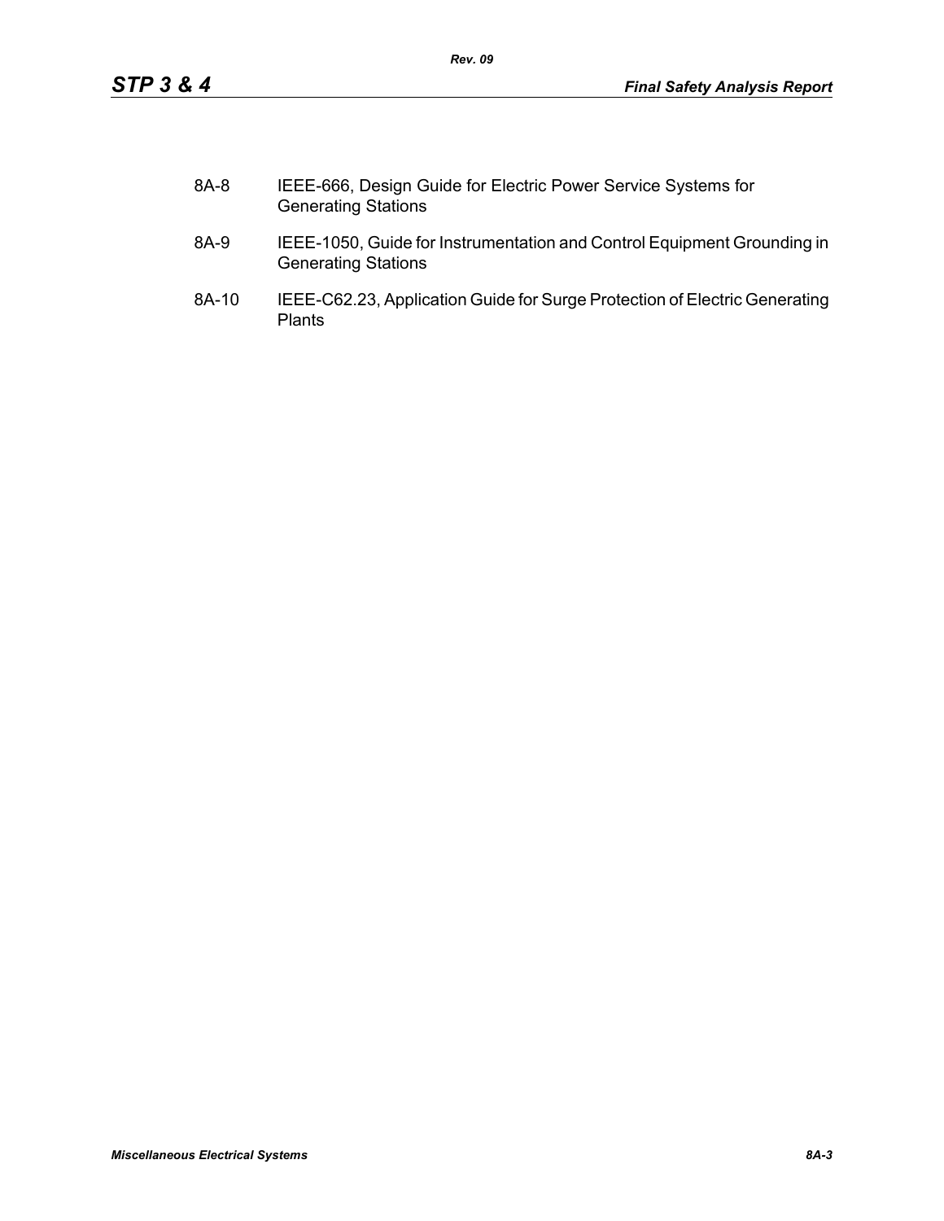8A-8 IEEE-666, Design Guide for Electric Power Service Systems for Generating Stations

8A-9 IEEE-1050, Guide for Instrumentation and Control Equipment Grounding in Generating Stations

8A-10 IEEE-C62.23, Application Guide for Surge Protection of Electric Generating Plants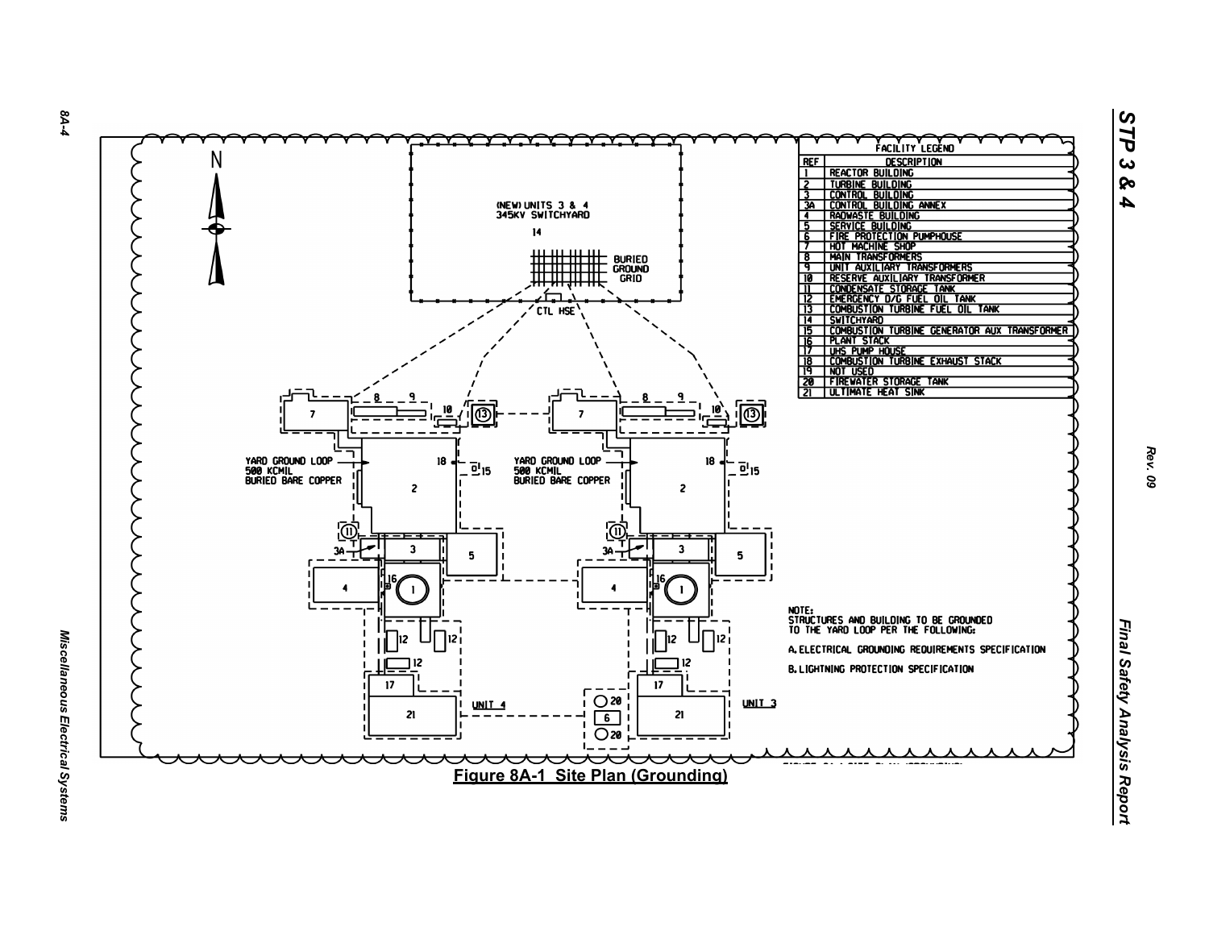N

(NEW) UNITS 3 & 4
345KV SWITCHYARD

14

BURIED
GROUND
GRID

CTL HSE

| FACILITY LEGEND | |
|---|---|
| REF | DESCRIPTION |
| 1 | REACTOR BUILDING |
| 2 | TURBINE BUILDING |
| 3 | CONTROL BUILDING |
| 3A | CONTROL BUILDING ANNEX |
| 4 | RADWASTE BUILDING |
| 5 | SERVICE BUILDING |
| 6 | FIRE PROTECTION PUMPHOUSE |
| 7 | HOT MACHINE SHOP |
| 8 | MAIN TRANSFORMERS |
| 9 | UNIT AUXILIARY TRANSFORMERS |
| 10 | RESERVE AUXILIARY TRANSFORMER |
| 11 | CONDENSATE STORAGE TANK |
| 12 | EMERGENCY D/G FUEL OIL TANK |
| 13 | COMBUSTION TURBINE FUEL OIL TANK |
| 14 | SWITCHYARD |
| 15 | COMBUSTION TURBINE GENERATOR AUX TRANSFORMER |
| 16 | PLANT STACK |
| 17 | UHS PUMP HOUSE |
| 18 | COMBUSTION TURBINE EXHAUST STACK |
| 19 | NOT USED |
| 20 | FIREWATER STORAGE TANK |
| 21 | ULTIMATE HEAT SINK |

YARD GROUND LOOP
500 KCMIL
BURIED BARE COPPER

YARD GROUND LOOP
500 KCMIL
BURIED BARE COPPER

UNIT 4

UNIT 3

NOTE:
STRUCTURES AND BUILDING TO BE GROUNDED
TO THE YARD LOOP PER THE FOLLOWING:

A. ELECTRICAL GROUNDING REQUIREMENTS SPECIFICATION

B. LIGHTNING PROTECTION SPECIFICATION

**Figure 8A-1 Site Plan (Grounding)**